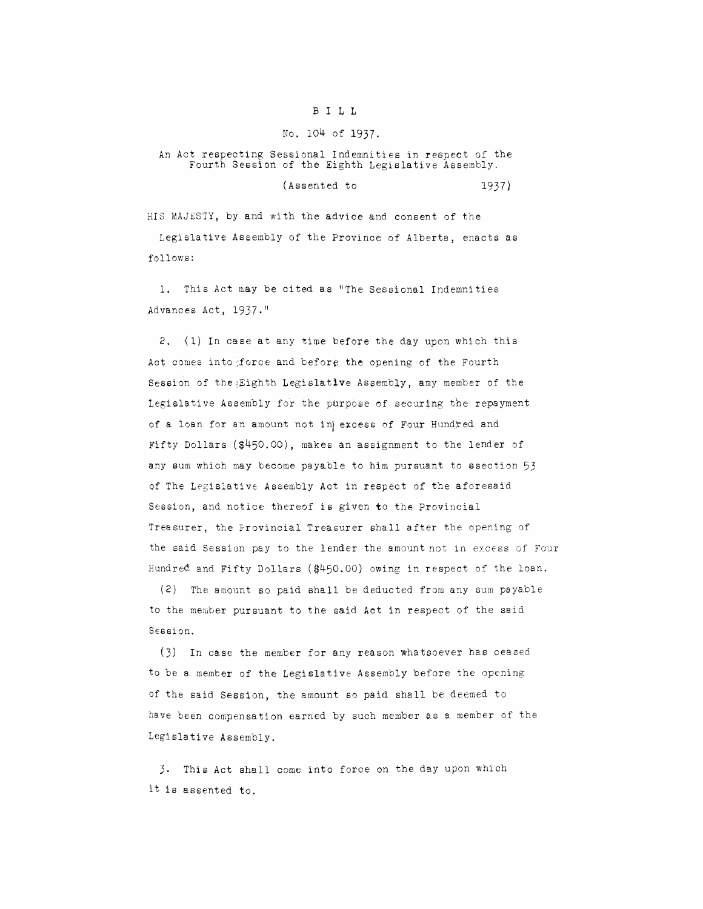# BILL

## No. 104 of 1937.

An Act respecting Sessional Indemnities in respect of the Fourth Session of the Eighth Legislative Assembly.

(Assented to 1937)

HIS MAJESTY, by and with the advice and consent of the Legislative Assembly of the Province of Alberta, enacts as follows:

1. This Act may be cited as "The Sessional Indemnities Advances Act, 1937."

2. (1) In case at any time before the day upon which this Act comes into force and before the opening of the Fourth Session of the Eighth Legislative Assembly, any member of the Legislative Assembly for the purpose of securing the repayment of a loan for an amount not in excess of Four Hundred and Fifty Dollars ($450.00), makes an assignment to the lender of any sum which may become payable to him pursuant to ssection 53 of The Legislative Assembly Act in respect of the aforesaid Session, and notice thereof is given to the Provincial Treasurer, the Provincial Treasurer shall after the opening of the said Session pay to the lender the amount not in excess of Four Hundred and Fifty Dollars ($450.00) owing in respect of the loan.

(2) The amount so paid shall be deducted from any sum payable to the member pursuant to the said Act in respect of the said Session.

(3) In case the member for any reason whatsoever has ceased to be a member of the Legislative Assembly before the opening of the said Session, the amount so paid shall be deemed to have been compensation earned by such member as a member of the Legislative Assembly.

3. This Act shall come into force on the day upon which it is assented to.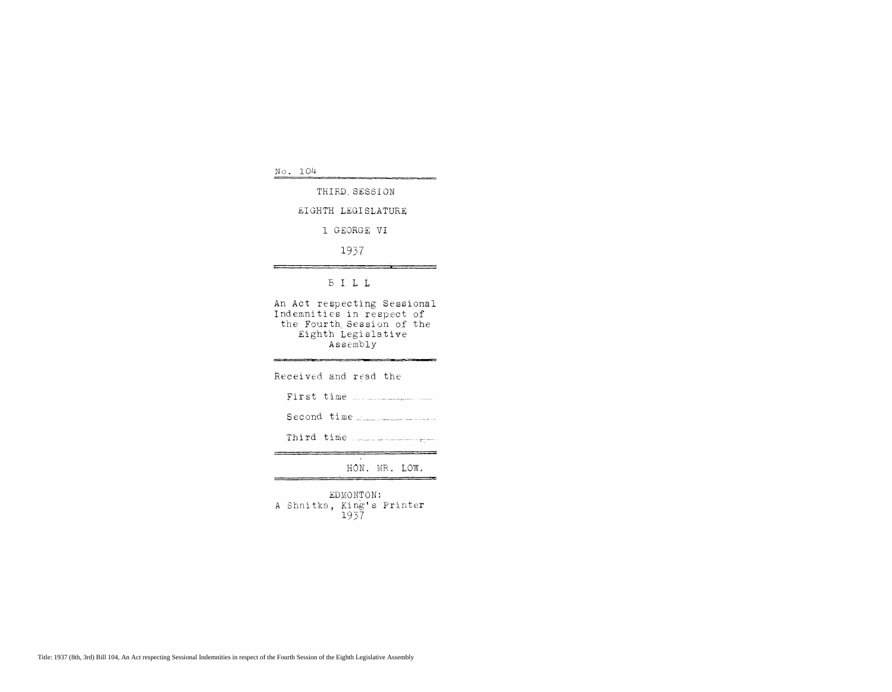No. 104

THIRD SESSION

EIGHTH LEGISLATURE

1 GEORGE VI

1937

# BILL

An Act respecting Sessional Indemnities in respect of the Fourth Session of the Eighth Legislative Assembly

Received and read the

First time ..................

Second time ..................

Third time ..................

HON. MR. LOW.

EDMONTON:
A Shnitka, King's Printer
1937

Title: 1937 (8th, 3rd) Bill 104, An Act respecting Sessional Indemnities in respect of the Fourth Session of the Eighth Legislative Assembly